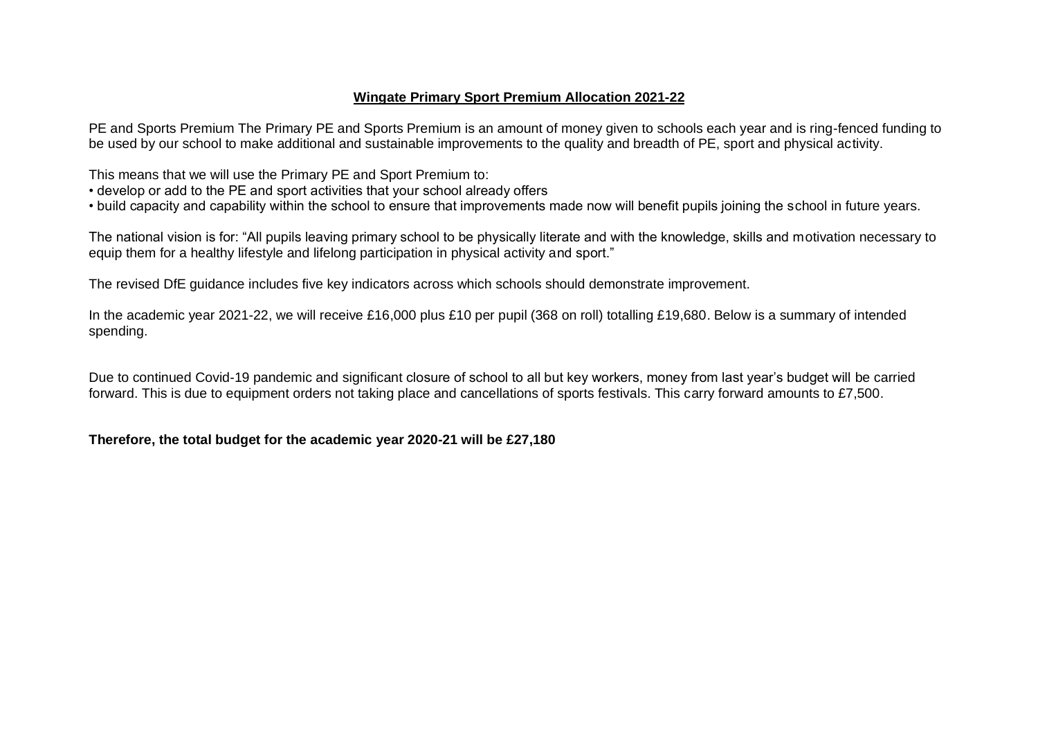**Wingate Primary Sport Premium Allocation 2021-22**

PE and Sports Premium The Primary PE and Sports Premium is an amount of money given to schools each year and is ring-fenced funding to be used by our school to make additional and sustainable improvements to the quality and breadth of PE, sport and physical activity.

This means that we will use the Primary PE and Sport Premium to:

- develop or add to the PE and sport activities that your school already offers
- build capacity and capability within the school to ensure that improvements made now will benefit pupils joining the school in future years.

The national vision is for: "All pupils leaving primary school to be physically literate and with the knowledge, skills and motivation necessary to equip them for a healthy lifestyle and lifelong participation in physical activity and sport."

The revised DfE guidance includes five key indicators across which schools should demonstrate improvement.

In the academic year 2021-22, we will receive £16,000 plus £10 per pupil (368 on roll) totalling £19,680. Below is a summary of intended spending.

Due to continued Covid-19 pandemic and significant closure of school to all but key workers, money from last year's budget will be carried forward. This is due to equipment orders not taking place and cancellations of sports festivals. This carry forward amounts to £7,500.

**Therefore, the total budget for the academic year 2020-21 will be £27,180**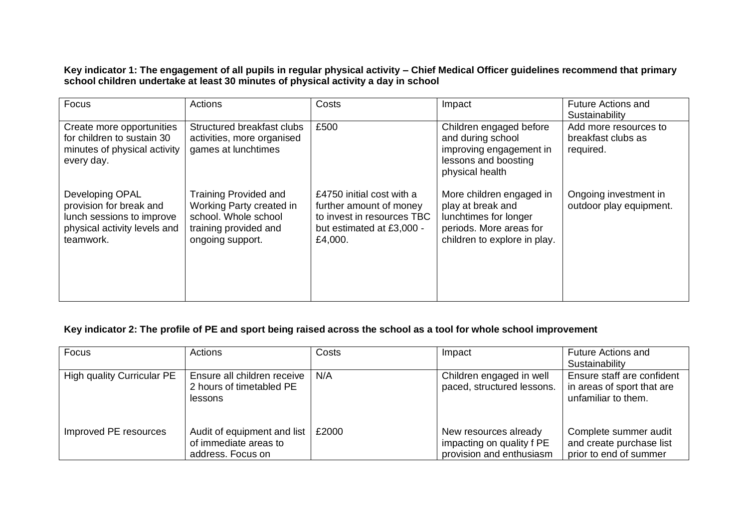**Key indicator 1: The engagement of all pupils in regular physical activity – Chief Medical Officer guidelines recommend that primary school children undertake at least 30 minutes of physical activity a day in school**

| Focus | Actions | Costs | Impact | Future Actions and Sustainability |
|---|---|---|---|---|
| Create more opportunities for children to sustain 30 minutes of physical activity every day. | Structured breakfast clubs activities, more organised games at lunchtimes | £500 | Children engaged before and during school improving engagement in lessons and boosting physical health | Add more resources to breakfast clubs as required. |
| Developing OPAL provision for break and lunch sessions to improve physical activity levels and teamwork. | Training Provided and Working Party created in school. Whole school training provided and ongoing support. | £4750 initial cost with a further amount of money to invest in resources TBC but estimated at £3,000 - £4,000. | More children engaged in play at break and lunchtimes for longer periods. More areas for children to explore in play. | Ongoing investment in outdoor play equipment. |

**Key indicator 2: The profile of PE and sport being raised across the school as a tool for whole school improvement**

| Focus | Actions | Costs | Impact | Future Actions and Sustainability |
|---|---|---|---|---|
| High quality Curricular PE | Ensure all children receive 2 hours of timetabled PE lessons | N/A | Children engaged in well paced, structured lessons. | Ensure staff are confident in areas of sport that are unfamiliar to them. |
| Improved PE resources | Audit of equipment and list of immediate areas to address. Focus on | £2000 | New resources already impacting on quality f PE provision and enthusiasm | Complete summer audit and create purchase list prior to end of summer |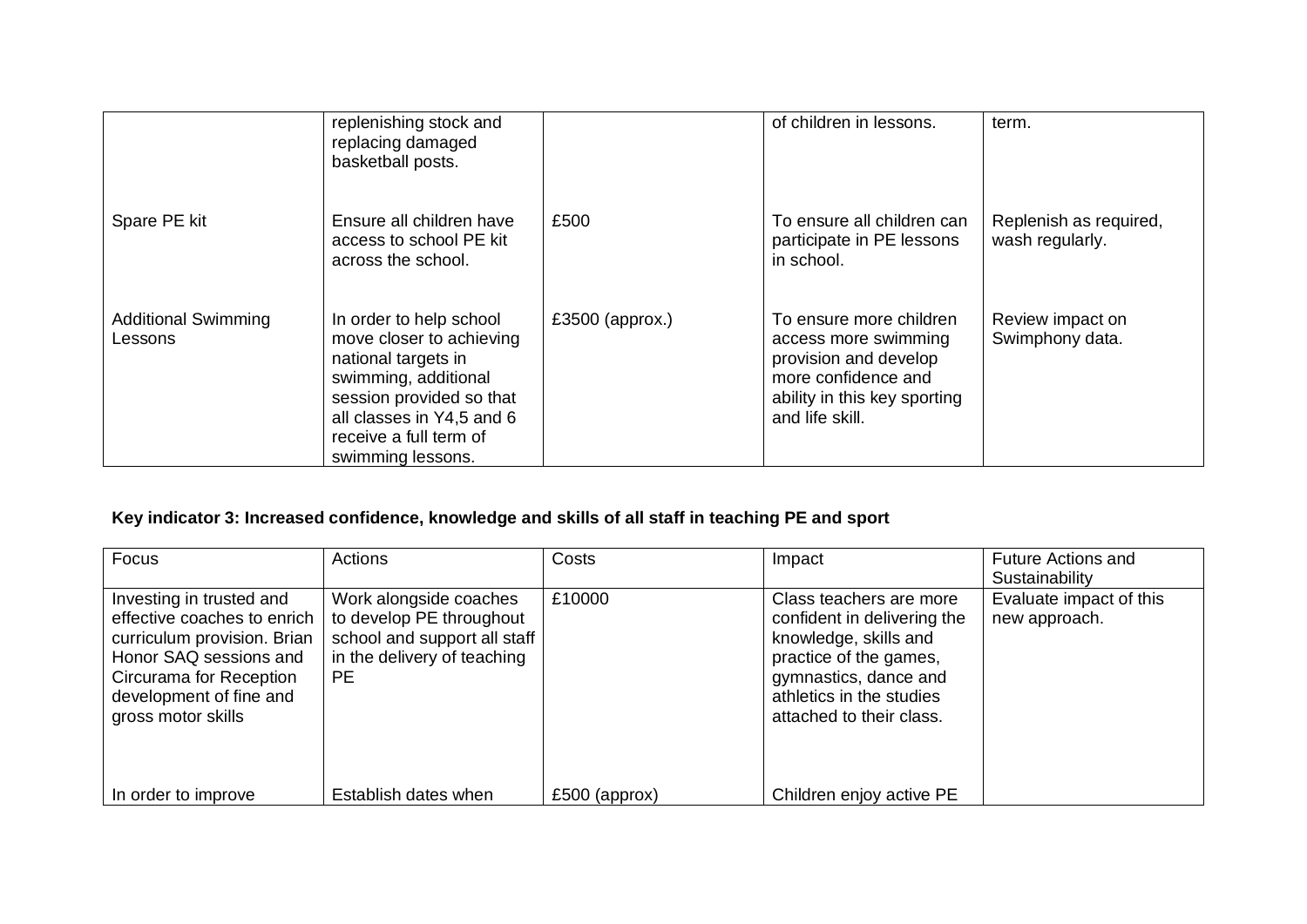| | | | | |
|---|---|---|---|---|
| | replenishing stock and replacing damaged basketball posts. | | of children in lessons. | term. |
| Spare PE kit | Ensure all children have access to school PE kit across the school. | £500 | To ensure all children can participate in PE lessons in school. | Replenish as required, wash regularly. |
| Additional Swimming Lessons | In order to help school move closer to achieving national targets in swimming, additional session provided so that all classes in Y4,5 and 6 receive a full term of swimming lessons. | £3500 (approx.) | To ensure more children access more swimming provision and develop more confidence and ability in this key sporting and life skill. | Review impact on Swimphony data. |

**Key indicator 3: Increased confidence, knowledge and skills of all staff in teaching PE and sport**

| Focus | Actions | Costs | Impact | Future Actions and Sustainability |
|---|---|---|---|---|
| Investing in trusted and effective coaches to enrich curriculum provision. Brian Honor SAQ sessions and Circurama for Reception development of fine and gross motor skills | Work alongside coaches to develop PE throughout school and support all staff in the delivery of teaching PE | £10000 | Class teachers are more confident in delivering the knowledge, skills and practice of the games, gymnastics, dance and athletics in the studies attached to their class. | Evaluate impact of this new approach. |
| In order to improve | Establish dates when | £500 (approx) | Children enjoy active PE | |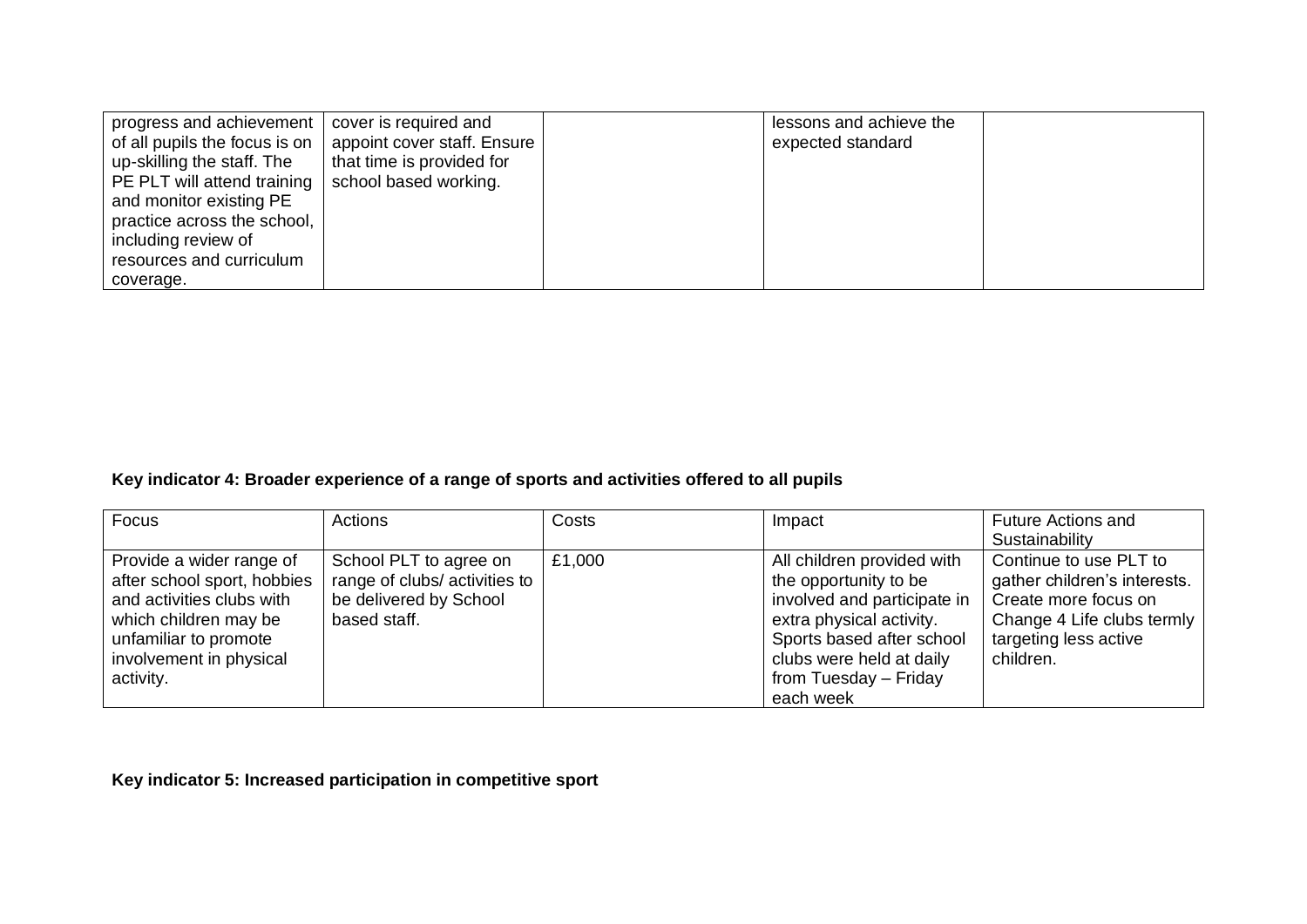| | | | | |
|---|---|---|---|---|
| progress and achievement of all pupils the focus is on up-skilling the staff. The PE PLT will attend training and monitor existing PE practice across the school, including review of resources and curriculum coverage. | cover is required and appoint cover staff. Ensure that time is provided for school based working. | | lessons and achieve the expected standard | |

**Key indicator 4: Broader experience of a range of sports and activities offered to all pupils**

| Focus | Actions | Costs | Impact | Future Actions and Sustainability |
|---|---|---|---|---|
| Provide a wider range of after school sport, hobbies and activities clubs with which children may be unfamiliar to promote involvement in physical activity. | School PLT to agree on range of clubs/ activities to be delivered by School based staff. | £1,000 | All children provided with the opportunity to be involved and participate in extra physical activity. Sports based after school clubs were held at daily from Tuesday – Friday each week | Continue to use PLT to gather children's interests. Create more focus on Change 4 Life clubs termly targeting less active children. |

**Key indicator 5: Increased participation in competitive sport**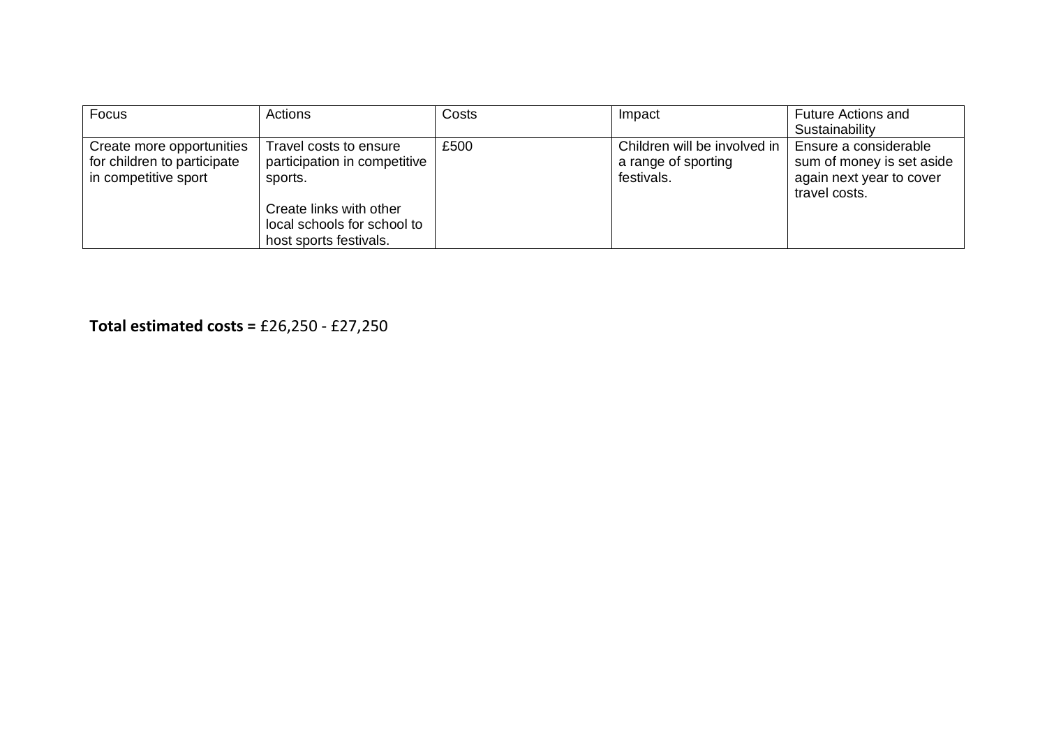| Focus | Actions | Costs | Impact | Future Actions and Sustainability |
|---|---|---|---|---|
| Create more opportunities for children to participate in competitive sport | Travel costs to ensure participation in competitive sports.<br><br>Create links with other local schools for school to host sports festivals. | £500 | Children will be involved in a range of sporting festivals. | Ensure a considerable sum of money is set aside again next year to cover travel costs. |

**Total estimated costs =** £26,250 - £27,250